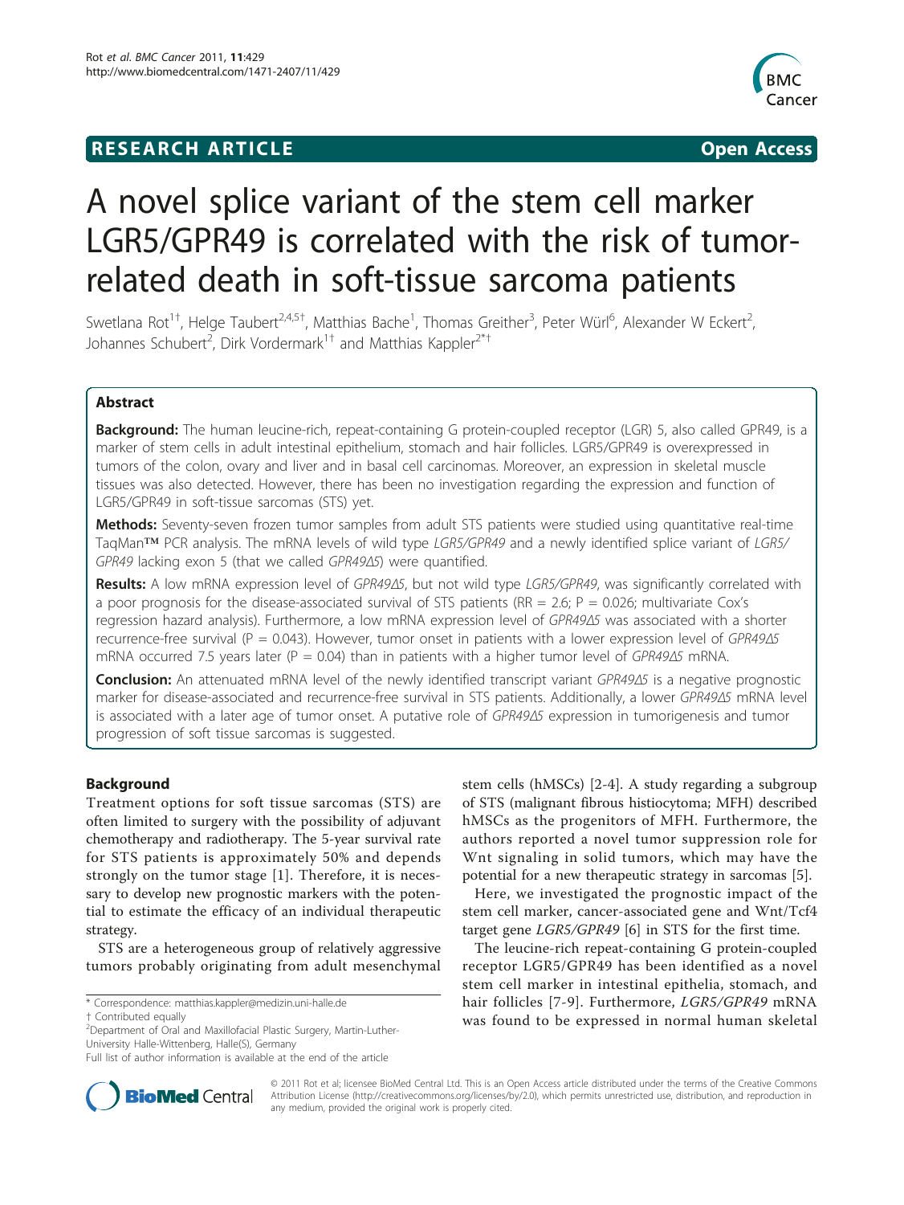**RESEARCH ARTICLE** **Open Access**

# A novel splice variant of the stem cell marker LGR5/GPR49 is correlated with the risk of tumor-related death in soft-tissue sarcoma patients

Swetlana Rot[1†], Helge Taubert[2,4,5†], Matthias Bache[1], Thomas Greither[3], Peter Würl[6], Alexander W Eckert[2], Johannes Schubert[2], Dirk Vordermark[1†] and Matthias Kappler[2*†]

## Abstract

**Background:** The human leucine-rich, repeat-containing G protein-coupled receptor (LGR) 5, also called GPR49, is a marker of stem cells in adult intestinal epithelium, stomach and hair follicles. LGR5/GPR49 is overexpressed in tumors of the colon, ovary and liver and in basal cell carcinomas. Moreover, an expression in skeletal muscle tissues was also detected. However, there has been no investigation regarding the expression and function of LGR5/GPR49 in soft-tissue sarcomas (STS) yet.

**Methods:** Seventy-seven frozen tumor samples from adult STS patients were studied using quantitative real-time TaqMan™ PCR analysis. The mRNA levels of wild type *LGR5/GPR49* and a newly identified splice variant of *LGR5/GPR49* lacking exon 5 (that we called *GPR49Δ5*) were quantified.

**Results:** A low mRNA expression level of *GPR49Δ5*, but not wild type *LGR5/GPR49*, was significantly correlated with a poor prognosis for the disease-associated survival of STS patients (RR = 2.6; P = 0.026; multivariate Cox's regression hazard analysis). Furthermore, a low mRNA expression level of *GPR49Δ5* was associated with a shorter recurrence-free survival (P = 0.043). However, tumor onset in patients with a lower expression level of *GPR49Δ5* mRNA occurred 7.5 years later (P = 0.04) than in patients with a higher tumor level of *GPR49Δ5* mRNA.

**Conclusion:** An attenuated mRNA level of the newly identified transcript variant *GPR49Δ5* is a negative prognostic marker for disease-associated and recurrence-free survival in STS patients. Additionally, a lower *GPR49Δ5* mRNA level is associated with a later age of tumor onset. A putative role of *GPR49Δ5* expression in tumorigenesis and tumor progression of soft tissue sarcomas is suggested.

## Background

Treatment options for soft tissue sarcomas (STS) are often limited to surgery with the possibility of adjuvant chemotherapy and radiotherapy. The 5-year survival rate for STS patients is approximately 50% and depends strongly on the tumor stage [1]. Therefore, it is necessary to develop new prognostic markers with the potential to estimate the efficacy of an individual therapeutic strategy.

STS are a heterogeneous group of relatively aggressive tumors probably originating from adult mesenchymal stem cells (hMSCs) [2-4]. A study regarding a subgroup of STS (malignant fibrous histiocytoma; MFH) described hMSCs as the progenitors of MFH. Furthermore, the authors reported a novel tumor suppression role for Wnt signaling in solid tumors, which may have the potential for a new therapeutic strategy in sarcomas [5].

Here, we investigated the prognostic impact of the stem cell marker, cancer-associated gene and Wnt/Tcf4 target gene *LGR5/GPR49* [6] in STS for the first time.

The leucine-rich repeat-containing G protein-coupled receptor LGR5/GPR49 has been identified as a novel stem cell marker in intestinal epithelia, stomach, and hair follicles [7-9]. Furthermore, *LGR5/GPR49* mRNA was found to be expressed in normal human skeletal

\* Correspondence: matthias.kappler@medizin.uni-halle.de
† Contributed equally
[2]Department of Oral and Maxillofacial Plastic Surgery, Martin-Luther-University Halle-Wittenberg, Halle(S), Germany
Full list of author information is available at the end of the article

© 2011 Rot et al; licensee BioMed Central Ltd. This is an Open Access article distributed under the terms of the Creative Commons Attribution License (http://creativecommons.org/licenses/by/2.0), which permits unrestricted use, distribution, and reproduction in any medium, provided the original work is properly cited.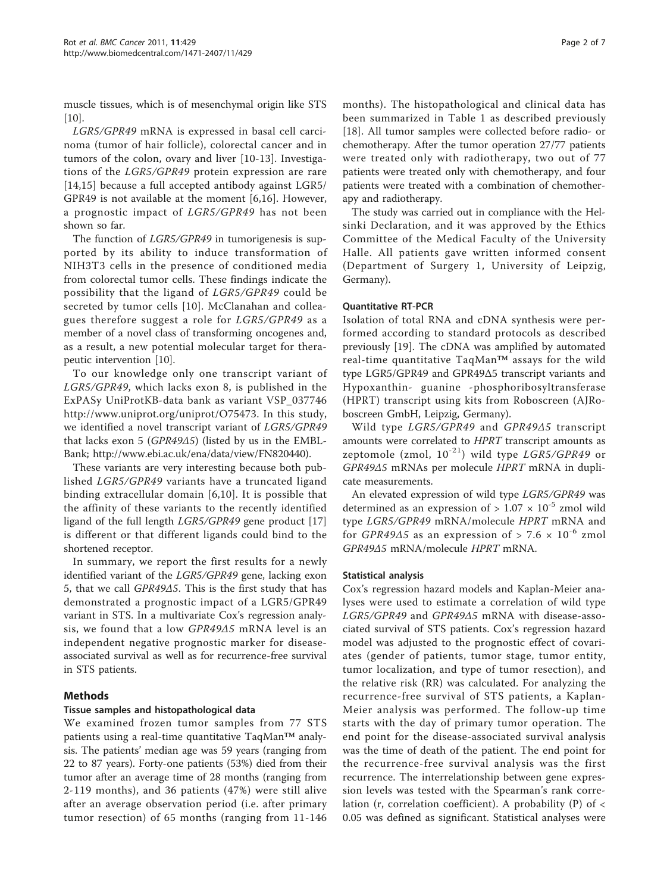muscle tissues, which is of mesenchymal origin like STS [10].

*LGR5/GPR49* mRNA is expressed in basal cell carcinoma (tumor of hair follicle), colorectal cancer and in tumors of the colon, ovary and liver [10-13]. Investigations of the *LGR5/GPR49* protein expression are rare [14,15] because a full accepted antibody against LGR5/GPR49 is not available at the moment [6,16]. However, a prognostic impact of *LGR5/GPR49* has not been shown so far.

The function of *LGR5/GPR49* in tumorigenesis is supported by its ability to induce transformation of NIH3T3 cells in the presence of conditioned media from colorectal tumor cells. These findings indicate the possibility that the ligand of *LGR5/GPR49* could be secreted by tumor cells [10]. McClanahan and colleagues therefore suggest a role for *LGR5/GPR49* as a member of a novel class of transforming oncogenes and, as a result, a new potential molecular target for therapeutic intervention [10].

To our knowledge only one transcript variant of *LGR5/GPR49*, which lacks exon 8, is published in the ExPASy UniProtKB-data bank as variant VSP_037746 http://www.uniprot.org/uniprot/O75473. In this study, we identified a novel transcript variant of *LGR5/GPR49* that lacks exon 5 (*GPR49Δ5*) (listed by us in the EMBL-Bank; http://www.ebi.ac.uk/ena/data/view/FN820440).

These variants are very interesting because both published *LGR5/GPR49* variants have a truncated ligand binding extracellular domain [6,10]. It is possible that the affinity of these variants to the recently identified ligand of the full length *LGR5/GPR49* gene product [17] is different or that different ligands could bind to the shortened receptor.

In summary, we report the first results for a newly identified variant of the *LGR5/GPR49* gene, lacking exon 5, that we call *GPR49Δ5*. This is the first study that has demonstrated a prognostic impact of a LGR5/GPR49 variant in STS. In a multivariate Cox's regression analysis, we found that a low *GPR49Δ5* mRNA level is an independent negative prognostic marker for disease-associated survival as well as for recurrence-free survival in STS patients.

## Methods

### Tissue samples and histopathological data

We examined frozen tumor samples from 77 STS patients using a real-time quantitative TaqMan™ analysis. The patients' median age was 59 years (ranging from 22 to 87 years). Forty-one patients (53%) died from their tumor after an average time of 28 months (ranging from 2-119 months), and 36 patients (47%) were still alive after an average observation period (i.e. after primary tumor resection) of 65 months (ranging from 11-146 months). The histopathological and clinical data has been summarized in Table 1 as described previously [18]. All tumor samples were collected before radio- or chemotherapy. After the tumor operation 27/77 patients were treated only with radiotherapy, two out of 77 patients were treated only with chemotherapy, and four patients were treated with a combination of chemotherapy and radiotherapy.

The study was carried out in compliance with the Helsinki Declaration, and it was approved by the Ethics Committee of the Medical Faculty of the University Halle. All patients gave written informed consent (Department of Surgery 1, University of Leipzig, Germany).

### Quantitative RT-PCR

Isolation of total RNA and cDNA synthesis were performed according to standard protocols as described previously [19]. The cDNA was amplified by automated real-time quantitative TaqMan™ assays for the wild type LGR5/GPR49 and GPR49Δ5 transcript variants and Hypoxanthin- guanine -phosphoribosyltransferase (HPRT) transcript using kits from Roboscreen (AJRoboscreen GmbH, Leipzig, Germany).

Wild type *LGR5/GPR49* and *GPR49Δ5* transcript amounts were correlated to *HPRT* transcript amounts as zeptomole (zmol, $10^{-21}$) wild type *LGR5/GPR49* or *GPR49Δ5* mRNAs per molecule *HPRT* mRNA in duplicate measurements.

An elevated expression of wild type *LGR5/GPR49* was determined as an expression of $> 1.07 \times 10^{-5}$ zmol wild type *LGR5/GPR49* mRNA/molecule *HPRT* mRNA and for *GPR49Δ5* as an expression of $> 7.6 \times 10^{-6}$ zmol *GPR49Δ5* mRNA/molecule *HPRT* mRNA.

### Statistical analysis

Cox's regression hazard models and Kaplan-Meier analyses were used to estimate a correlation of wild type *LGR5/GPR49* and *GPR49Δ5* mRNA with disease-associated survival of STS patients. Cox's regression hazard model was adjusted to the prognostic effect of covariates (gender of patients, tumor stage, tumor entity, tumor localization, and type of tumor resection), and the relative risk (RR) was calculated. For analyzing the recurrence-free survival of STS patients, a Kaplan-Meier analysis was performed. The follow-up time starts with the day of primary tumor operation. The end point for the disease-associated survival analysis was the time of death of the patient. The end point for the recurrence-free survival analysis was the first recurrence. The interrelationship between gene expression levels was tested with the Spearman's rank correlation (r, correlation coefficient). A probability (P) of < 0.05 was defined as significant. Statistical analyses were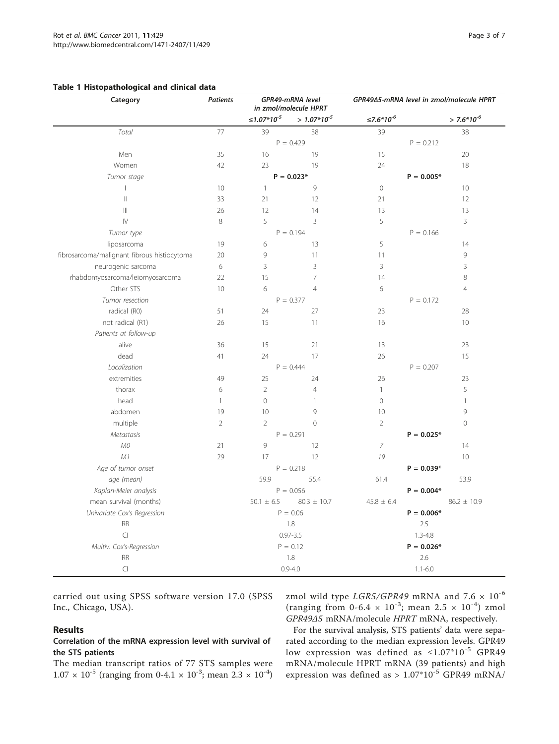**Table 1 Histopathological and clinical data**

| Category | Patients | GPR49-mRNA level in zmol/molecule HPRT | | GPR49Δ5-mRNA level in zmol/molecule HPRT | |
|---|---|---|---|---|---|
| | | $\leq 1.07*10^{-5}$ | $> 1.07*10^{-5}$ | $\leq 7.6*10^{-6}$ | $> 7.6*10^{-6}$ |
| *Total* | 77 | 39 | 38 | 39 | 38 |
| | | P = 0.429 | | P = 0.212 | |
| Men | 35 | 16 | 19 | 15 | 20 |
| Women | 42 | 23 | 19 | 24 | 18 |
| *Tumor stage* | | **P = 0.023*** | | **P = 0.005*** | |
| I | 10 | 1 | 9 | 0 | 10 |
| II | 33 | 21 | 12 | 21 | 12 |
| III | 26 | 12 | 14 | 13 | 13 |
| IV | 8 | 5 | 3 | 5 | 3 |
| *Tumor type* | | P = 0.194 | | P = 0.166 | |
| liposarcoma | 19 | 6 | 13 | 5 | 14 |
| fibrosarcoma/malignant fibrous histiocytoma | 20 | 9 | 11 | 11 | 9 |
| neurogenic sarcoma | 6 | 3 | 3 | 3 | 3 |
| rhabdomyosarcoma/leiomyosarcoma | 22 | 15 | 7 | 14 | 8 |
| Other STS | 10 | 6 | 4 | 6 | 4 |
| *Tumor resection* | | P = 0.377 | | P = 0.172 | |
| radical (R0) | 51 | 24 | 27 | 23 | 28 |
| not radical (R1) | 26 | 15 | 11 | 16 | 10 |
| *Patients at follow-up* | | | | | |
| alive | 36 | 15 | 21 | 13 | 23 |
| dead | 41 | 24 | 17 | 26 | 15 |
| *Localization* | | P = 0.444 | | P = 0.207 | |
| extremities | 49 | 25 | 24 | 26 | 23 |
| thorax | 6 | 2 | 4 | 1 | 5 |
| head | 1 | 0 | 1 | 0 | 1 |
| abdomen | 19 | 10 | 9 | 10 | 9 |
| multiple | 2 | 2 | 0 | 2 | 0 |
| *Metastasis* | | P = 0.291 | | **P = 0.025*** | |
| *M0* | 21 | 9 | 12 | *7* | 14 |
| *M1* | 29 | 17 | 12 | *19* | 10 |
| *Age of tumor onset* | | P = 0.218 | | **P = 0.039*** | |
| *age (mean)* | | 59.9 | 55.4 | 61.4 | 53.9 |
| *Kaplan-Meier analysis* | | P = 0.056 | | **P = 0.004*** | |
| mean survival (months) | | 50.1 ± 6.5 | 80.3 ± 10.7 | 45.8 ± 6.4 | 86.2 ± 10.9 |
| *Univariate Cox's Regression* | | P = 0.06 | | **P = 0.006*** | |
| RR | | 1.8 | | 2.5 | |
| CI | | 0.97-3.5 | | 1.3-4.8 | |
| *Multiv. Cox's-Regression* | | P = 0.12 | | **P = 0.026*** | |
| RR | | 1.8 | | 2.6 | |
| CI | | 0.9-4.0 | | 1.1-6.0 | |

carried out using SPSS software version 17.0 (SPSS Inc., Chicago, USA).

## Results

### Correlation of the mRNA expression level with survival of the STS patients

The median transcript ratios of 77 STS samples were $1.07 \times 10^{-5}$ (ranging from 0-4.1 $\times 10^{-3}$; mean $2.3 \times 10^{-4}$) zmol wild type *LGR5/GPR49* mRNA and $7.6 \times 10^{-6}$ (ranging from 0-6.4 $\times 10^{-3}$; mean $2.5 \times 10^{-4}$) zmol *GPR49Δ5* mRNA/molecule *HPRT* mRNA, respectively.

For the survival analysis, STS patients' data were separated according to the median expression levels. GPR49 low expression was defined as $\leq 1.07*10^{-5}$ GPR49 mRNA/molecule HPRT mRNA (39 patients) and high expression was defined as $> 1.07*10^{-5}$ GPR49 mRNA/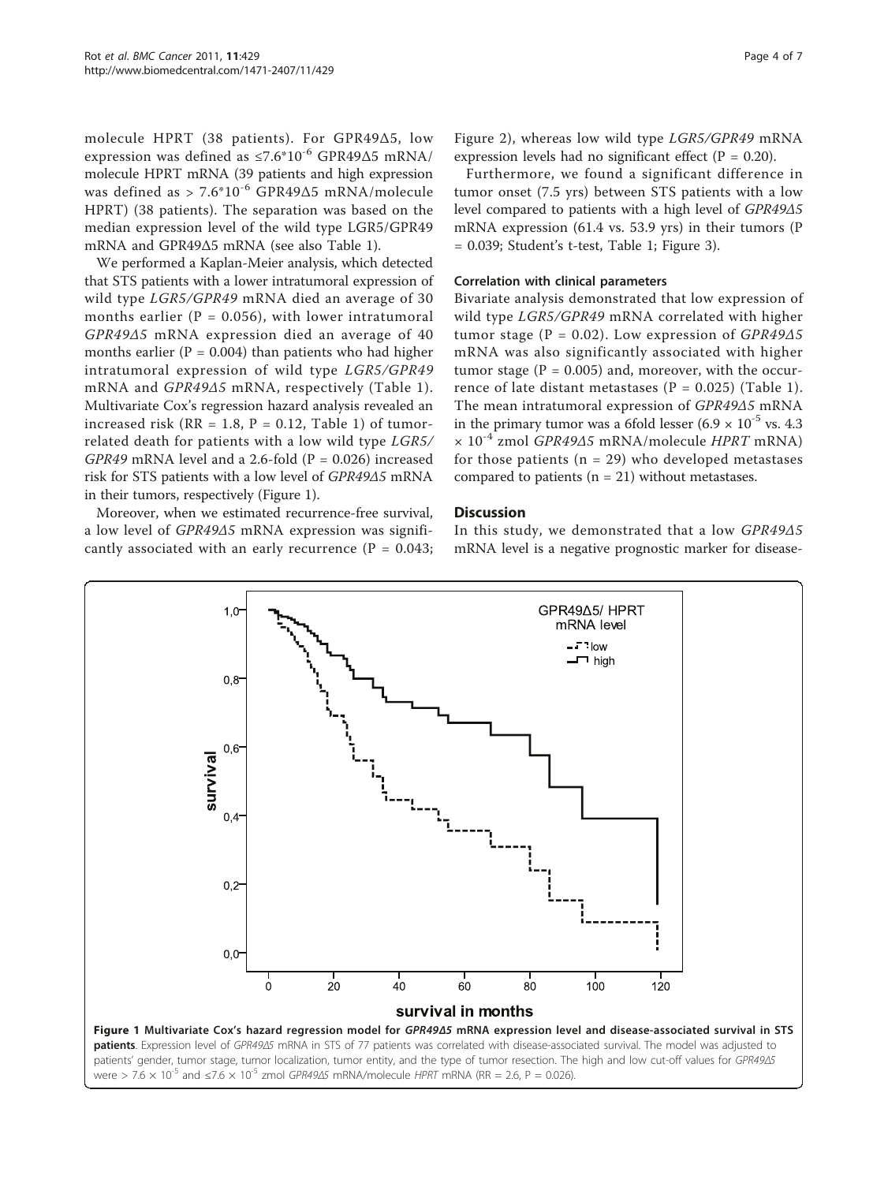molecule HPRT (38 patients). For GPR49Δ5, low expression was defined as $\leq 7.6 \times 10^{-6}$ GPR49Δ5 mRNA/molecule HPRT mRNA (39 patients and high expression was defined as $> 7.6 \times 10^{-6}$ GPR49Δ5 mRNA/molecule HPRT) (38 patients). The separation was based on the median expression level of the wild type LGR5/GPR49 mRNA and GPR49Δ5 mRNA (see also Table 1).

We performed a Kaplan-Meier analysis, which detected that STS patients with a lower intratumoral expression of wild type *LGR5/GPR49* mRNA died an average of 30 months earlier (P = 0.056), with lower intratumoral *GPR49Δ5* mRNA expression died an average of 40 months earlier (P = 0.004) than patients who had higher intratumoral expression of wild type *LGR5/GPR49* mRNA and *GPR49Δ5* mRNA, respectively (Table 1). Multivariate Cox's regression hazard analysis revealed an increased risk (RR = 1.8, P = 0.12, Table 1) of tumor-related death for patients with a low wild type *LGR5/GPR49* mRNA level and a 2.6-fold (P = 0.026) increased risk for STS patients with a low level of *GPR49Δ5* mRNA in their tumors, respectively (Figure 1).

Moreover, when we estimated recurrence-free survival, a low level of *GPR49Δ5* mRNA expression was significantly associated with an early recurrence (P = 0.043; Figure 2), whereas low wild type *LGR5/GPR49* mRNA expression levels had no significant effect (P = 0.20).

Furthermore, we found a significant difference in tumor onset (7.5 yrs) between STS patients with a low level compared to patients with a high level of *GPR49Δ5* mRNA expression (61.4 vs. 53.9 yrs) in their tumors (P = 0.039; Student's t-test, Table 1; Figure 3).

### Correlation with clinical parameters

Bivariate analysis demonstrated that low expression of wild type *LGR5/GPR49* mRNA correlated with higher tumor stage (P = 0.02). Low expression of *GPR49Δ5* mRNA was also significantly associated with higher tumor stage (P = 0.005) and, moreover, with the occurrence of late distant metastases (P = 0.025) (Table 1). The mean intratumoral expression of *GPR49Δ5* mRNA in the primary tumor was a 6fold lesser ($6.9 \times 10^{-5}$ vs. $4.3 \times 10^{-4}$ zmol *GPR49Δ5* mRNA/molecule *HPRT* mRNA) for those patients (n = 29) who developed metastases compared to patients (n = 21) without metastases.

## Discussion

In this study, we demonstrated that a low *GPR49Δ5* mRNA level is a negative prognostic marker for disease-

**Figure 1 Multivariate Cox's hazard regression model for *GPR49Δ5* mRNA expression level and disease-associated survival in STS patients**. Expression level of *GPR49Δ5* mRNA in STS of 77 patients was correlated with disease-associated survival. The model was adjusted to patients' gender, tumor stage, tumor localization, tumor entity, and the type of tumor resection. The high and low cut-off values for *GPR49Δ5* were $> 7.6 \times 10^{-5}$ and $\leq 7.6 \times 10^{-5}$ zmol *GPR49Δ5* mRNA/molecule *HPRT* mRNA (RR = 2.6, P = 0.026).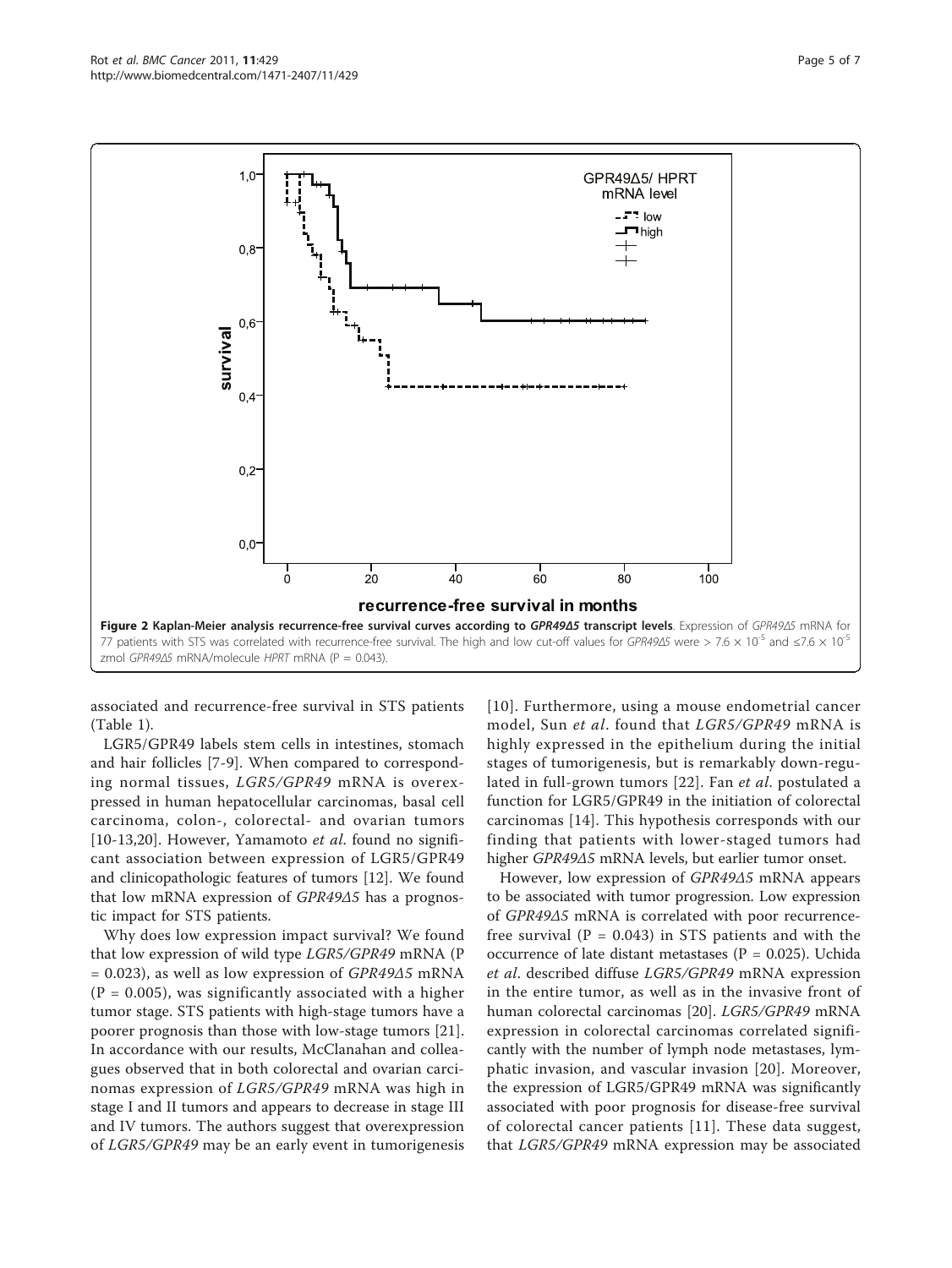**Figure 2 Kaplan-Meier analysis recurrence-free survival curves according to *GPR49Δ5* transcript levels**. Expression of *GPR49Δ5* mRNA for 77 patients with STS was correlated with recurrence-free survival. The high and low cut-off values for *GPR49Δ5* were > $7.6 \times 10^{-5}$ and $\leq 7.6 \times 10^{-5}$ zmol *GPR49Δ5* mRNA/molecule *HPRT* mRNA (P = 0.043).

associated and recurrence-free survival in STS patients (Table 1).

LGR5/GPR49 labels stem cells in intestines, stomach and hair follicles [7-9]. When compared to corresponding normal tissues, *LGR5/GPR49* mRNA is overexpressed in human hepatocellular carcinomas, basal cell carcinoma, colon-, colorectal- and ovarian tumors [10-13,20]. However, Yamamoto *et al*. found no significant association between expression of LGR5/GPR49 and clinicopathologic features of tumors [12]. We found that low mRNA expression of *GPR49Δ5* has a prognostic impact for STS patients.

Why does low expression impact survival? We found that low expression of wild type *LGR5/GPR49* mRNA (P = 0.023), as well as low expression of *GPR49Δ5* mRNA (P = 0.005), was significantly associated with a higher tumor stage. STS patients with high-stage tumors have a poorer prognosis than those with low-stage tumors [21]. In accordance with our results, McClanahan and colleagues observed that in both colorectal and ovarian carcinomas expression of *LGR5/GPR49* mRNA was high in stage I and II tumors and appears to decrease in stage III and IV tumors. The authors suggest that overexpression of *LGR5/GPR49* may be an early event in tumorigenesis [10]. Furthermore, using a mouse endometrial cancer model, Sun *et al*. found that *LGR5/GPR49* mRNA is highly expressed in the epithelium during the initial stages of tumorigenesis, but is remarkably down-regulated in full-grown tumors [22]. Fan *et al*. postulated a function for LGR5/GPR49 in the initiation of colorectal carcinomas [14]. This hypothesis corresponds with our finding that patients with lower-staged tumors had higher *GPR49Δ5* mRNA levels, but earlier tumor onset.

However, low expression of *GPR49Δ5* mRNA appears to be associated with tumor progression. Low expression of *GPR49Δ5* mRNA is correlated with poor recurrence-free survival (P = 0.043) in STS patients and with the occurrence of late distant metastases (P = 0.025). Uchida *et al*. described diffuse *LGR5/GPR49* mRNA expression in the entire tumor, as well as in the invasive front of human colorectal carcinomas [20]. *LGR5/GPR49* mRNA expression in colorectal carcinomas correlated significantly with the number of lymph node metastases, lymphatic invasion, and vascular invasion [20]. Moreover, the expression of LGR5/GPR49 mRNA was significantly associated with poor prognosis for disease-free survival of colorectal cancer patients [11]. These data suggest, that *LGR5/GPR49* mRNA expression may be associated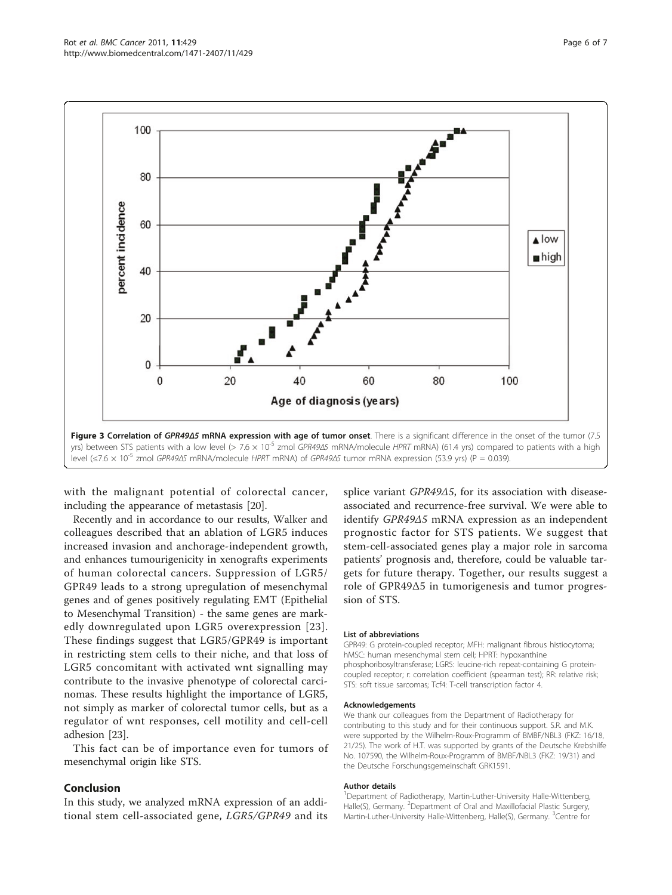**Figure 3 Correlation of *GPR49Δ5* mRNA expression with age of tumor onset**. There is a significant difference in the onset of the tumor (7.5 yrs) between STS patients with a low level (> $7.6 \times 10^{-5}$ zmol *GPR49Δ5* mRNA/molecule *HPRT* mRNA) (61.4 yrs) compared to patients with a high level (≤$7.6 \times 10^{-5}$ zmol *GPR49Δ5* mRNA/molecule *HPRT* mRNA) of *GPR49Δ5* tumor mRNA expression (53.9 yrs) ($P = 0.039$).

with the malignant potential of colorectal cancer, including the appearance of metastasis [20].

Recently and in accordance to our results, Walker and colleagues described that an ablation of LGR5 induces increased invasion and anchorage-independent growth, and enhances tumourigenicity in xenografts experiments of human colorectal cancers. Suppression of LGR5/GPR49 leads to a strong upregulation of mesenchymal genes and of genes positively regulating EMT (Epithelial to Mesenchymal Transition) - the same genes are markedly downregulated upon LGR5 overexpression [23]. These findings suggest that LGR5/GPR49 is important in restricting stem cells to their niche, and that loss of LGR5 concomitant with activated wnt signalling may contribute to the invasive phenotype of colorectal carcinomas. These results highlight the importance of LGR5, not simply as marker of colorectal tumor cells, but as a regulator of wnt responses, cell motility and cell-cell adhesion [23].

This fact can be of importance even for tumors of mesenchymal origin like STS.

## Conclusion

In this study, we analyzed mRNA expression of an additional stem cell-associated gene, *LGR5/GPR49* and its splice variant *GPR49Δ5*, for its association with disease-associated and recurrence-free survival. We were able to identify *GPR49Δ5* mRNA expression as an independent prognostic factor for STS patients. We suggest that stem-cell-associated genes play a major role in sarcoma patients' prognosis and, therefore, could be valuable targets for future therapy. Together, our results suggest a role of GPR49Δ5 in tumorigenesis and tumor progression of STS.

#### List of abbreviations

GPR49: G protein-coupled receptor; MFH: malignant fibrous histiocytoma; hMSC: human mesenchymal stem cell; HPRT: hypoxanthine phosphoribosyltransferase; LGR5: leucine-rich repeat-containing G protein-coupled receptor; r: correlation coefficient (spearman test); RR: relative risk; STS: soft tissue sarcomas; Tcf4: T-cell transcription factor 4.

#### Acknowledgements

We thank our colleagues from the Department of Radiotherapy for contributing to this study and for their continuous support. S.R. and M.K. were supported by the Wilhelm-Roux-Programm of BMBF/NBL3 (FKZ: 16/18, 21/25). The work of H.T. was supported by grants of the Deutsche Krebshilfe No. 107590, the Wilhelm-Roux-Programm of BMBF/NBL3 (FKZ: 19/31) and the Deutsche Forschungsgemeinschaft GRK1591.

#### Author details

[1]Department of Radiotherapy, Martin-Luther-University Halle-Wittenberg, Halle(S), Germany. [2]Department of Oral and Maxillofacial Plastic Surgery, Martin-Luther-University Halle-Wittenberg, Halle(S), Germany. [3]Centre for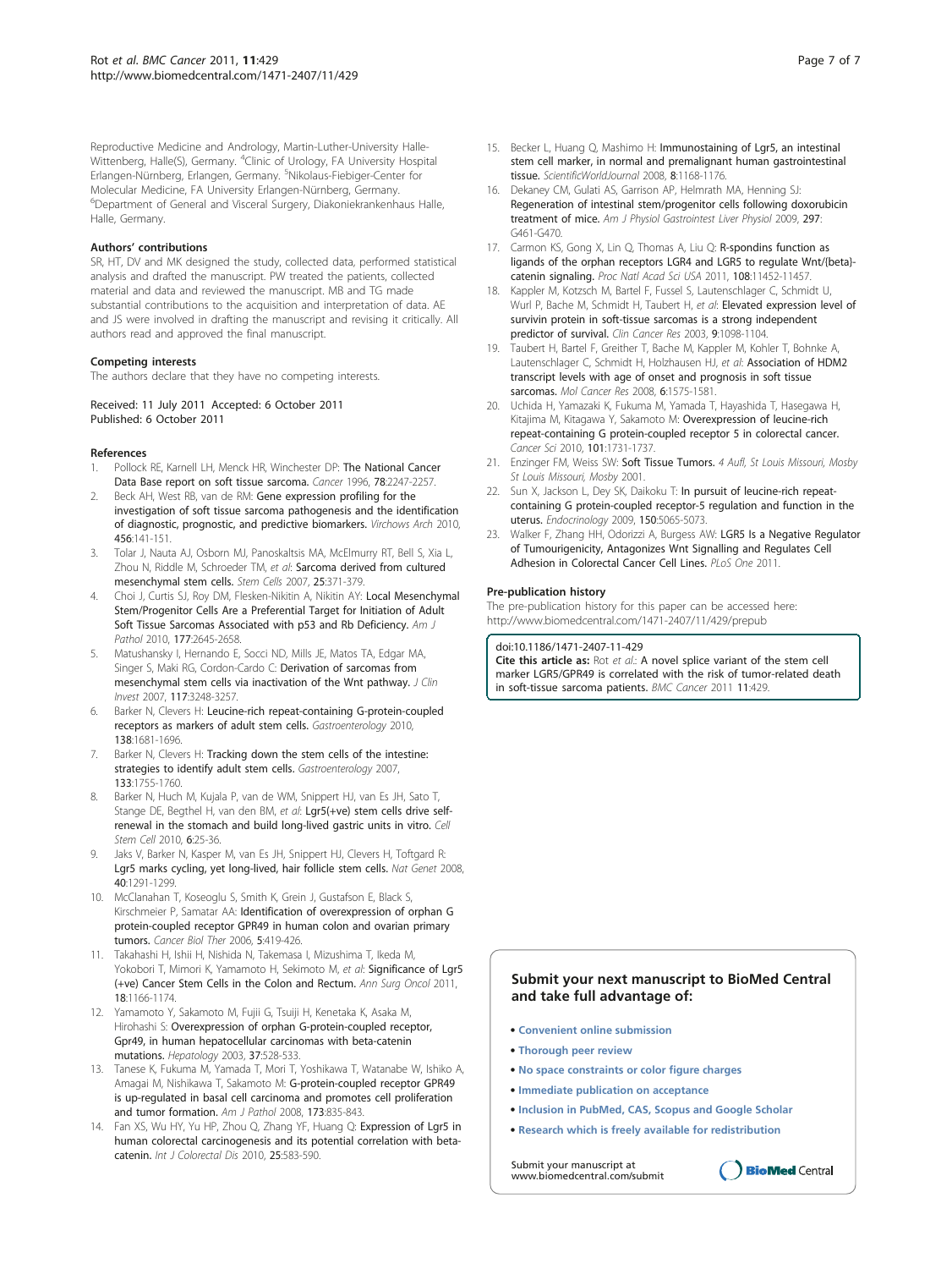Reproductive Medicine and Andrology, Martin-Luther-University Halle-Wittenberg, Halle(S), Germany. [4]Clinic of Urology, FA University Hospital Erlangen-Nürnberg, Erlangen, Germany. [5]Nikolaus-Fiebiger-Center for Molecular Medicine, FA University Erlangen-Nürnberg, Germany. [6]Department of General and Visceral Surgery, Diakoniekrankenhaus Halle, Halle, Germany.

### Authors' contributions

SR, HT, DV and MK designed the study, collected data, performed statistical analysis and drafted the manuscript. PW treated the patients, collected material and data and reviewed the manuscript. MB and TG made substantial contributions to the acquisition and interpretation of data. AE and JS were involved in drafting the manuscript and revising it critically. All authors read and approved the final manuscript.

### Competing interests

The authors declare that they have no competing interests.

Received: 11 July 2011 Accepted: 6 October 2011
Published: 6 October 2011

### References

1. Pollock RE, Karnell LH, Menck HR, Winchester DP: **The National Cancer Data Base report on soft tissue sarcoma.** *Cancer* 1996, **78**:2247-2257.
2. Beck AH, West RB, van de RM: **Gene expression profiling for the investigation of soft tissue sarcoma pathogenesis and the identification of diagnostic, prognostic, and predictive biomarkers.** *Virchows Arch* 2010, **456**:141-151.
3. Tolar J, Nauta AJ, Osborn MJ, Panoskaltsis MA, McElmurry RT, Bell S, Xia L, Zhou N, Riddle M, Schroeder TM, *et al*: **Sarcoma derived from cultured mesenchymal stem cells.** *Stem Cells* 2007, **25**:371-379.
4. Choi J, Curtis SJ, Roy DM, Flesken-Nikitin A, Nikitin AY: **Local Mesenchymal Stem/Progenitor Cells Are a Preferential Target for Initiation of Adult Soft Tissue Sarcomas Associated with p53 and Rb Deficiency.** *Am J Pathol* 2010, **177**:2645-2658.
5. Matushansky I, Hernando E, Socci ND, Mills JE, Matos TA, Edgar MA, Singer S, Maki RG, Cordon-Cardo C: **Derivation of sarcomas from mesenchymal stem cells via inactivation of the Wnt pathway.** *J Clin Invest* 2007, **117**:3248-3257.
6. Barker N, Clevers H: **Leucine-rich repeat-containing G-protein-coupled receptors as markers of adult stem cells.** *Gastroenterology* 2010, **138**:1681-1696.
7. Barker N, Clevers H: **Tracking down the stem cells of the intestine: strategies to identify adult stem cells.** *Gastroenterology* 2007, **133**:1755-1760.
8. Barker N, Huch M, Kujala P, van de WM, Snippert HJ, van Es JH, Sato T, Stange DE, Begthel H, van den BM, *et al*: **Lgr5(+ve) stem cells drive self-renewal in the stomach and build long-lived gastric units in vitro.** *Cell Stem Cell* 2010, **6**:25-36.
9. Jaks V, Barker N, Kasper M, van Es JH, Snippert HJ, Clevers H, Toftgard R: **Lgr5 marks cycling, yet long-lived, hair follicle stem cells.** *Nat Genet* 2008, **40**:1291-1299.
10. McClanahan T, Koseoglu S, Smith K, Grein J, Gustafson E, Black S, Kirschmeier P, Samatar AA: **Identification of overexpression of orphan G protein-coupled receptor GPR49 in human colon and ovarian primary tumors.** *Cancer Biol Ther* 2006, **5**:419-426.
11. Takahashi H, Ishii H, Nishida N, Takemasa I, Mizushima T, Ikeda M, Yokobori T, Mimori K, Yamamoto H, Sekimoto M, *et al*: **Significance of Lgr5 (+ve) Cancer Stem Cells in the Colon and Rectum.** *Ann Surg Oncol* 2011, **18**:1166-1174.
12. Yamamoto Y, Sakamoto M, Fujii G, Tsuiji H, Kenetaka K, Asaka M, Hirohashi S: **Overexpression of orphan G-protein-coupled receptor, Gpr49, in human hepatocellular carcinomas with beta-catenin mutations.** *Hepatology* 2003, **37**:528-533.
13. Tanese K, Fukuma M, Yamada T, Mori T, Yoshikawa T, Watanabe W, Ishiko A, Amagai M, Nishikawa T, Sakamoto M: **G-protein-coupled receptor GPR49 is up-regulated in basal cell carcinoma and promotes cell proliferation and tumor formation.** *Am J Pathol* 2008, **173**:835-843.
14. Fan XS, Wu HY, Yu HP, Zhou Q, Zhang YF, Huang Q: **Expression of Lgr5 in human colorectal carcinogenesis and its potential correlation with beta-catenin.** *Int J Colorectal Dis* 2010, **25**:583-590.
15. Becker L, Huang Q, Mashimo H: **Immunostaining of Lgr5, an intestinal stem cell marker, in normal and premalignant human gastrointestinal tissue.** *ScientificWorldJournal* 2008, **8**:1168-1176.
16. Dekaney CM, Gulati AS, Garrison AP, Helmrath MA, Henning SJ: **Regeneration of intestinal stem/progenitor cells following doxorubicin treatment of mice.** *Am J Physiol Gastrointest Liver Physiol* 2009, **297**:G461-G470.
17. Carmon KS, Gong X, Lin Q, Thomas A, Liu Q: **R-spondins function as ligands of the orphan receptors LGR4 and LGR5 to regulate Wnt/{beta}-catenin signaling.** *Proc Natl Acad Sci USA* 2011, **108**:11452-11457.
18. Kappler M, Kotzsch M, Bartel F, Fussel S, Lautenschlager C, Schmidt U, Wurl P, Bache M, Schmidt H, Taubert H, *et al*: **Elevated expression level of survivin protein in soft-tissue sarcomas is a strong independent predictor of survival.** *Clin Cancer Res* 2003, **9**:1098-1104.
19. Taubert H, Bartel F, Greither T, Bache M, Kappler M, Kohler T, Bohnke A, Lautenschlager C, Schmidt H, Holzhausen HJ, *et al*: **Association of HDM2 transcript levels with age of onset and prognosis in soft tissue sarcomas.** *Mol Cancer Res* 2008, **6**:1575-1581.
20. Uchida H, Yamazaki K, Fukuma M, Yamada T, Hayashida T, Hasegawa H, Kitajima M, Kitagawa Y, Sakamoto M: **Overexpression of leucine-rich repeat-containing G protein-coupled receptor 5 in colorectal cancer.** *Cancer Sci* 2010, **101**:1731-1737.
21. Enzinger FM, Weiss SW: **Soft Tissue Tumors.** *4 Aufl, St Louis Missouri, Mosby St Louis Missouri, Mosby* 2001.
22. Sun X, Jackson L, Dey SK, Daikoku T: **In pursuit of leucine-rich repeat-containing G protein-coupled receptor-5 regulation and function in the uterus.** *Endocrinology* 2009, **150**:5065-5073.
23. Walker F, Zhang HH, Odorizzi A, Burgess AW: **LGR5 Is a Negative Regulator of Tumourigenicity, Antagonizes Wnt Signalling and Regulates Cell Adhesion in Colorectal Cancer Cell Lines.** *PLoS One* 2011.

### Pre-publication history

The pre-publication history for this paper can be accessed here:
http://www.biomedcentral.com/1471-2407/11/429/prepub

doi:10.1186/1471-2407-11-429
**Cite this article as:** Rot *et al.*: A novel splice variant of the stem cell marker LGR5/GPR49 is correlated with the risk of tumor-related death in soft-tissue sarcoma patients. *BMC Cancer* 2011 **11**:429.

**Submit your next manuscript to BioMed Central and take full advantage of:**

- Convenient online submission
- Thorough peer review
- No space constraints or color figure charges
- Immediate publication on acceptance
- Inclusion in PubMed, CAS, Scopus and Google Scholar
- Research which is freely available for redistribution

Submit your manuscript at
www.biomedcentral.com/submit

BioMed Central